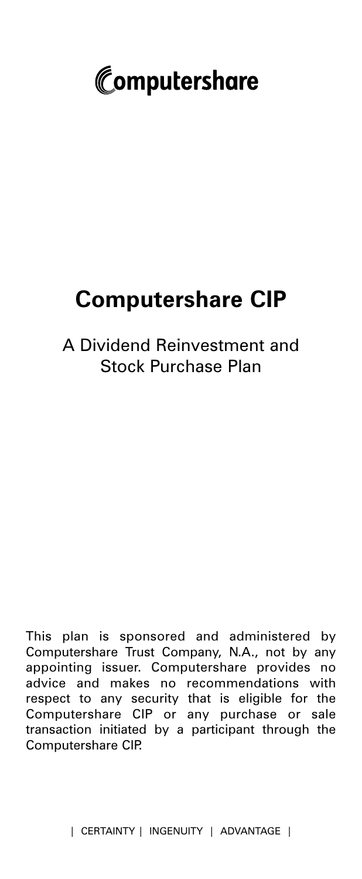Computershare

# Computershare CIP

A Dividend Reinvestment and Stock Purchase Plan

This plan is sponsored and administered by Computershare Trust Company, N.A., not by any appointing issuer. Computershare provides no advice and makes no recommendations with respect to any security that is eligible for the Computershare CIP or any purchase or sale transaction initiated by a participant through the Computershare CIP.

| CERTAINTY | INGENUITY | ADVANTAGE |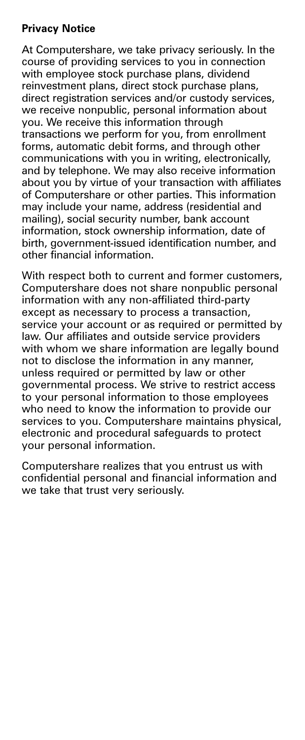**Privacy Notice**

At Computershare, we take privacy seriously. In the course of providing services to you in connection with employee stock purchase plans, dividend reinvestment plans, direct stock purchase plans, direct registration services and/or custody services, we receive nonpublic, personal information about you. We receive this information through transactions we perform for you, from enrollment forms, automatic debit forms, and through other communications with you in writing, electronically, and by telephone. We may also receive information about you by virtue of your transaction with affiliates of Computershare or other parties. This information may include your name, address (residential and mailing), social security number, bank account information, stock ownership information, date of birth, government-issued identification number, and other financial information.

With respect both to current and former customers, Computershare does not share nonpublic personal information with any non-affiliated third-party except as necessary to process a transaction, service your account or as required or permitted by law. Our affiliates and outside service providers with whom we share information are legally bound not to disclose the information in any manner, unless required or permitted by law or other governmental process. We strive to restrict access to your personal information to those employees who need to know the information to provide our services to you. Computershare maintains physical, electronic and procedural safeguards to protect your personal information.

Computershare realizes that you entrust us with confidential personal and financial information and we take that trust very seriously.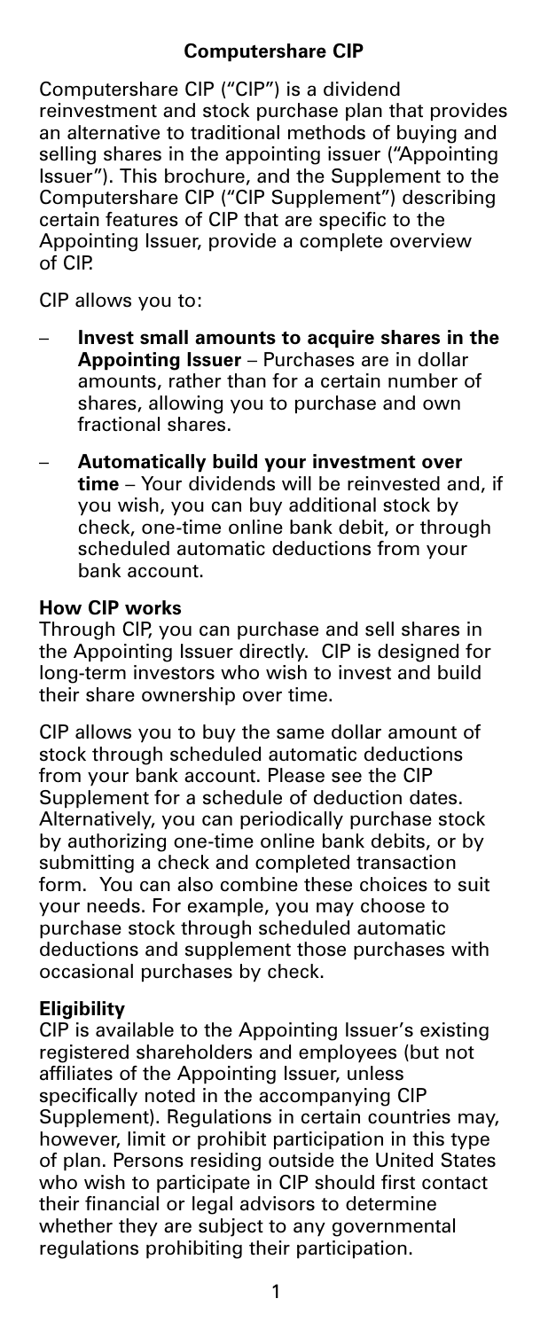## Computershare CIP

Computershare CIP ("CIP") is a dividend reinvestment and stock purchase plan that provides an alternative to traditional methods of buying and selling shares in the appointing issuer ("Appointing Issuer"). This brochure, and the Supplement to the Computershare CIP ("CIP Supplement") describing certain features of CIP that are specific to the Appointing Issuer, provide a complete overview of CIP.

CIP allows you to:

- **Invest small amounts to acquire shares in the Appointing Issuer** – Purchases are in dollar amounts, rather than for a certain number of shares, allowing you to purchase and own fractional shares.
- **Automatically build your investment over time** – Your dividends will be reinvested and, if you wish, you can buy additional stock by check, one-time online bank debit, or through scheduled automatic deductions from your bank account.

### How CIP works

Through CIP, you can purchase and sell shares in the Appointing Issuer directly. CIP is designed for long-term investors who wish to invest and build their share ownership over time.

CIP allows you to buy the same dollar amount of stock through scheduled automatic deductions from your bank account. Please see the CIP Supplement for a schedule of deduction dates. Alternatively, you can periodically purchase stock by authorizing one-time online bank debits, or by submitting a check and completed transaction form. You can also combine these choices to suit your needs. For example, you may choose to purchase stock through scheduled automatic deductions and supplement those purchases with occasional purchases by check.

### Eligibility

CIP is available to the Appointing Issuer's existing registered shareholders and employees (but not affiliates of the Appointing Issuer, unless specifically noted in the accompanying CIP Supplement). Regulations in certain countries may, however, limit or prohibit participation in this type of plan. Persons residing outside the United States who wish to participate in CIP should first contact their financial or legal advisors to determine whether they are subject to any governmental regulations prohibiting their participation.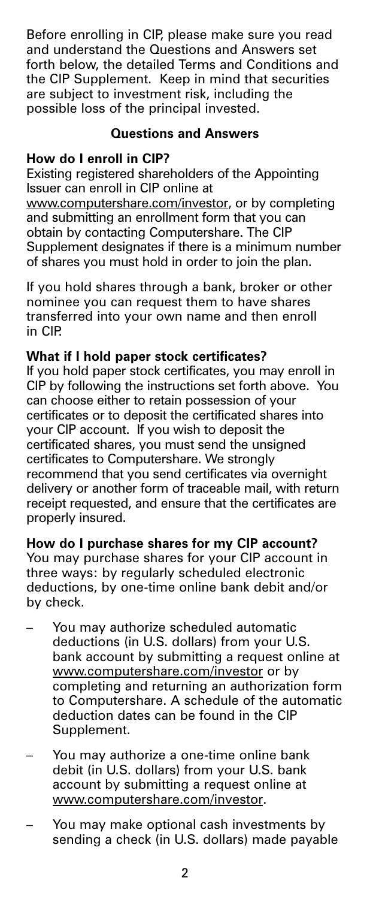Before enrolling in CIP, please make sure you read and understand the Questions and Answers set forth below, the detailed Terms and Conditions and the CIP Supplement. Keep in mind that securities are subject to investment risk, including the possible loss of the principal invested.

## Questions and Answers

**How do I enroll in CIP?**

Existing registered shareholders of the Appointing Issuer can enroll in CIP online at www.computershare.com/investor, or by completing and submitting an enrollment form that you can obtain by contacting Computershare. The CIP Supplement designates if there is a minimum number of shares you must hold in order to join the plan.

If you hold shares through a bank, broker or other nominee you can request them to have shares transferred into your own name and then enroll in CIP.

**What if I hold paper stock certificates?**

If you hold paper stock certificates, you may enroll in CIP by following the instructions set forth above. You can choose either to retain possession of your certificates or to deposit the certificated shares into your CIP account. If you wish to deposit the certificated shares, you must send the unsigned certificates to Computershare. We strongly recommend that you send certificates via overnight delivery or another form of traceable mail, with return receipt requested, and ensure that the certificates are properly insured.

**How do I purchase shares for my CIP account?**

You may purchase shares for your CIP account in three ways: by regularly scheduled electronic deductions, by one-time online bank debit and/or by check.

- You may authorize scheduled automatic deductions (in U.S. dollars) from your U.S. bank account by submitting a request online at www.computershare.com/investor or by completing and returning an authorization form to Computershare. A schedule of the automatic deduction dates can be found in the CIP Supplement.
- You may authorize a one-time online bank debit (in U.S. dollars) from your U.S. bank account by submitting a request online at www.computershare.com/investor.
- You may make optional cash investments by sending a check (in U.S. dollars) made payable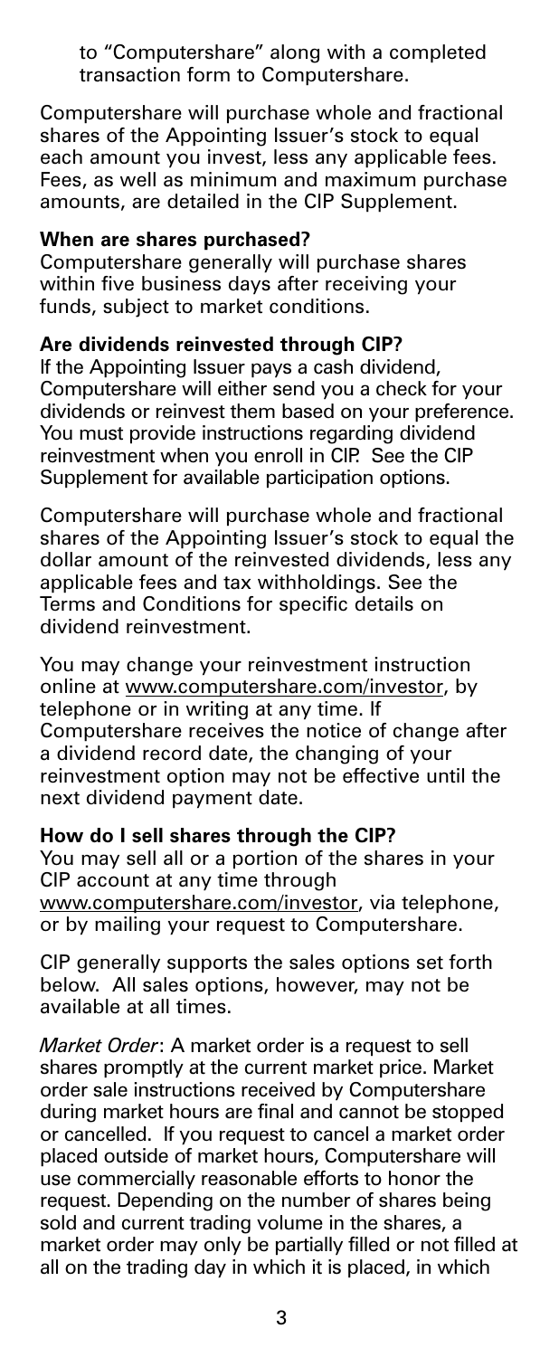to "Computershare" along with a completed transaction form to Computershare.

Computershare will purchase whole and fractional shares of the Appointing Issuer's stock to equal each amount you invest, less any applicable fees. Fees, as well as minimum and maximum purchase amounts, are detailed in the CIP Supplement.

**When are shares purchased?**

Computershare generally will purchase shares within five business days after receiving your funds, subject to market conditions.

**Are dividends reinvested through CIP?**

If the Appointing Issuer pays a cash dividend, Computershare will either send you a check for your dividends or reinvest them based on your preference. You must provide instructions regarding dividend reinvestment when you enroll in CIP. See the CIP Supplement for available participation options.

Computershare will purchase whole and fractional shares of the Appointing Issuer's stock to equal the dollar amount of the reinvested dividends, less any applicable fees and tax withholdings. See the Terms and Conditions for specific details on dividend reinvestment.

You may change your reinvestment instruction online at www.computershare.com/investor, by telephone or in writing at any time. If Computershare receives the notice of change after a dividend record date, the changing of your reinvestment option may not be effective until the next dividend payment date.

**How do I sell shares through the CIP?**

You may sell all or a portion of the shares in your CIP account at any time through www.computershare.com/investor, via telephone, or by mailing your request to Computershare.

CIP generally supports the sales options set forth below. All sales options, however, may not be available at all times.

*Market Order*: A market order is a request to sell shares promptly at the current market price. Market order sale instructions received by Computershare during market hours are final and cannot be stopped or cancelled. If you request to cancel a market order placed outside of market hours, Computershare will use commercially reasonable efforts to honor the request. Depending on the number of shares being sold and current trading volume in the shares, a market order may only be partially filled or not filled at all on the trading day in which it is placed, in which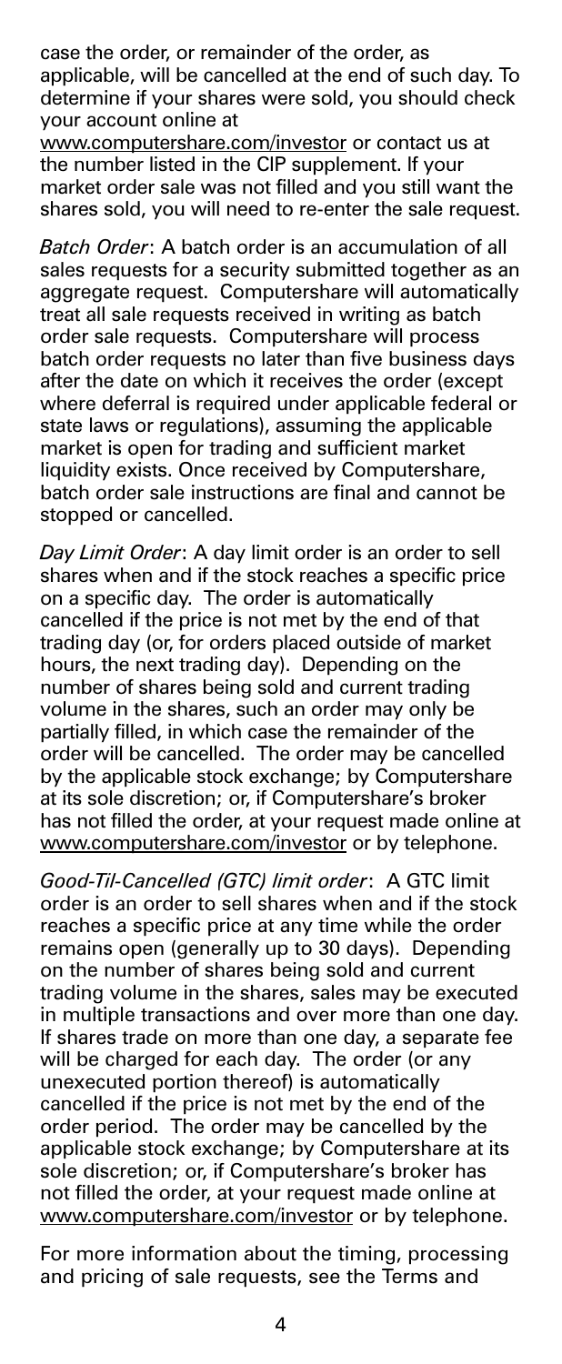case the order, or remainder of the order, as applicable, will be cancelled at the end of such day. To determine if your shares were sold, you should check your account online at www.computershare.com/investor or contact us at the number listed in the CIP supplement. If your market order sale was not filled and you still want the shares sold, you will need to re-enter the sale request.

*Batch Order*: A batch order is an accumulation of all sales requests for a security submitted together as an aggregate request. Computershare will automatically treat all sale requests received in writing as batch order sale requests. Computershare will process batch order requests no later than five business days after the date on which it receives the order (except where deferral is required under applicable federal or state laws or regulations), assuming the applicable market is open for trading and sufficient market liquidity exists. Once received by Computershare, batch order sale instructions are final and cannot be stopped or cancelled.

*Day Limit Order*: A day limit order is an order to sell shares when and if the stock reaches a specific price on a specific day. The order is automatically cancelled if the price is not met by the end of that trading day (or, for orders placed outside of market hours, the next trading day). Depending on the number of shares being sold and current trading volume in the shares, such an order may only be partially filled, in which case the remainder of the order will be cancelled. The order may be cancelled by the applicable stock exchange; by Computershare at its sole discretion; or, if Computershare's broker has not filled the order, at your request made online at www.computershare.com/investor or by telephone.

*Good-Til-Cancelled (GTC) limit order*: A GTC limit order is an order to sell shares when and if the stock reaches a specific price at any time while the order remains open (generally up to 30 days). Depending on the number of shares being sold and current trading volume in the shares, sales may be executed in multiple transactions and over more than one day. If shares trade on more than one day, a separate fee will be charged for each day. The order (or any unexecuted portion thereof) is automatically cancelled if the price is not met by the end of the order period. The order may be cancelled by the applicable stock exchange; by Computershare at its sole discretion; or, if Computershare's broker has not filled the order, at your request made online at www.computershare.com/investor or by telephone.

For more information about the timing, processing and pricing of sale requests, see the Terms and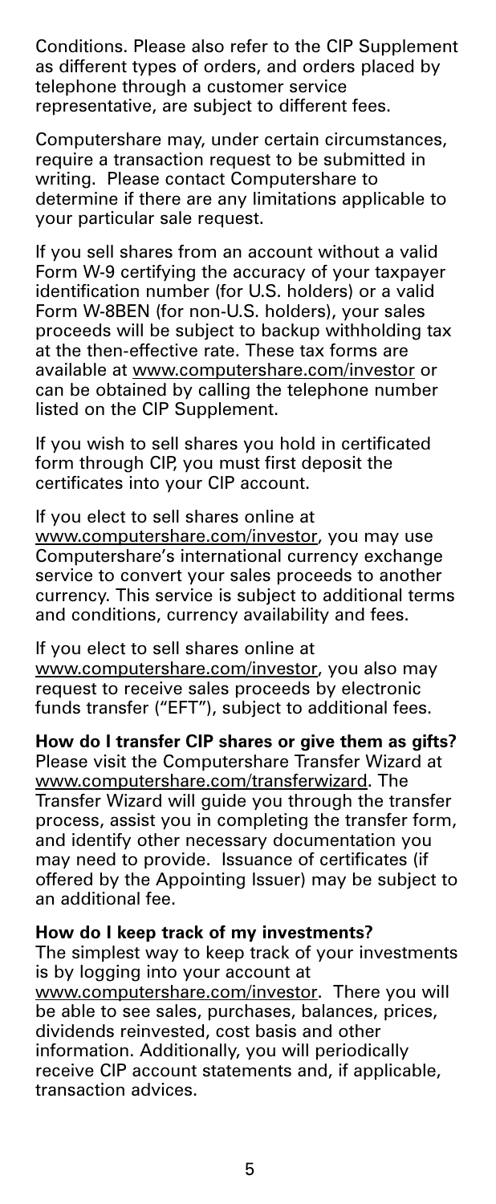Conditions. Please also refer to the CIP Supplement as different types of orders, and orders placed by telephone through a customer service representative, are subject to different fees.

Computershare may, under certain circumstances, require a transaction request to be submitted in writing. Please contact Computershare to determine if there are any limitations applicable to your particular sale request.

If you sell shares from an account without a valid Form W-9 certifying the accuracy of your taxpayer identification number (for U.S. holders) or a valid Form W-8BEN (for non-U.S. holders), your sales proceeds will be subject to backup withholding tax at the then-effective rate. These tax forms are available at www.computershare.com/investor or can be obtained by calling the telephone number listed on the CIP Supplement.

If you wish to sell shares you hold in certificated form through CIP, you must first deposit the certificates into your CIP account.

If you elect to sell shares online at www.computershare.com/investor, you may use Computershare's international currency exchange service to convert your sales proceeds to another currency. This service is subject to additional terms and conditions, currency availability and fees.

If you elect to sell shares online at www.computershare.com/investor, you also may request to receive sales proceeds by electronic funds transfer ("EFT"), subject to additional fees.

**How do I transfer CIP shares or give them as gifts?**
Please visit the Computershare Transfer Wizard at www.computershare.com/transferwizard. The Transfer Wizard will guide you through the transfer process, assist you in completing the transfer form, and identify other necessary documentation you may need to provide. Issuance of certificates (if offered by the Appointing Issuer) may be subject to an additional fee.

**How do I keep track of my investments?**
The simplest way to keep track of your investments is by logging into your account at www.computershare.com/investor. There you will be able to see sales, purchases, balances, prices, dividends reinvested, cost basis and other information. Additionally, you will periodically receive CIP account statements and, if applicable, transaction advices.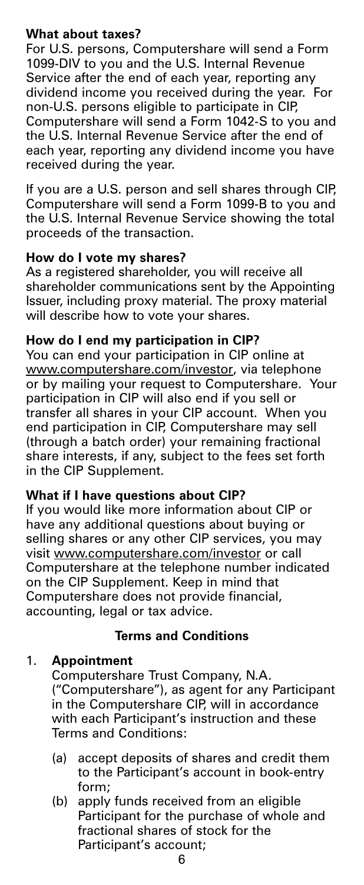**What about taxes?**

For U.S. persons, Computershare will send a Form 1099-DIV to you and the U.S. Internal Revenue Service after the end of each year, reporting any dividend income you received during the year. For non-U.S. persons eligible to participate in CIP, Computershare will send a Form 1042-S to you and the U.S. Internal Revenue Service after the end of each year, reporting any dividend income you have received during the year.

If you are a U.S. person and sell shares through CIP, Computershare will send a Form 1099-B to you and the U.S. Internal Revenue Service showing the total proceeds of the transaction.

**How do I vote my shares?**

As a registered shareholder, you will receive all shareholder communications sent by the Appointing Issuer, including proxy material. The proxy material will describe how to vote your shares.

**How do I end my participation in CIP?**

You can end your participation in CIP online at www.computershare.com/investor, via telephone or by mailing your request to Computershare. Your participation in CIP will also end if you sell or transfer all shares in your CIP account. When you end participation in CIP, Computershare may sell (through a batch order) your remaining fractional share interests, if any, subject to the fees set forth in the CIP Supplement.

**What if I have questions about CIP?**

If you would like more information about CIP or have any additional questions about buying or selling shares or any other CIP services, you may visit www.computershare.com/investor or call Computershare at the telephone number indicated on the CIP Supplement. Keep in mind that Computershare does not provide financial, accounting, legal or tax advice.

## Terms and Conditions

1. **Appointment**

   Computershare Trust Company, N.A. ("Computershare"), as agent for any Participant in the Computershare CIP, will in accordance with each Participant's instruction and these Terms and Conditions:

   (a) accept deposits of shares and credit them to the Participant's account in book-entry form;

   (b) apply funds received from an eligible Participant for the purchase of whole and fractional shares of stock for the Participant's account;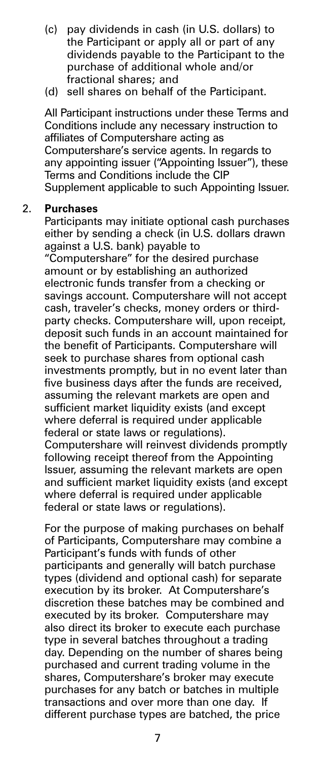(c) pay dividends in cash (in U.S. dollars) to the Participant or apply all or part of any dividends payable to the Participant to the purchase of additional whole and/or fractional shares; and

(d) sell shares on behalf of the Participant.

All Participant instructions under these Terms and Conditions include any necessary instruction to affiliates of Computershare acting as Computershare's service agents. In regards to any appointing issuer ("Appointing Issuer"), these Terms and Conditions include the CIP Supplement applicable to such Appointing Issuer.

## 2. **Purchases**

Participants may initiate optional cash purchases either by sending a check (in U.S. dollars drawn against a U.S. bank) payable to "Computershare" for the desired purchase amount or by establishing an authorized electronic funds transfer from a checking or savings account. Computershare will not accept cash, traveler's checks, money orders or third-party checks. Computershare will, upon receipt, deposit such funds in an account maintained for the benefit of Participants. Computershare will seek to purchase shares from optional cash investments promptly, but in no event later than five business days after the funds are received, assuming the relevant markets are open and sufficient market liquidity exists (and except where deferral is required under applicable federal or state laws or regulations). Computershare will reinvest dividends promptly following receipt thereof from the Appointing Issuer, assuming the relevant markets are open and sufficient market liquidity exists (and except where deferral is required under applicable federal or state laws or regulations).

For the purpose of making purchases on behalf of Participants, Computershare may combine a Participant's funds with funds of other participants and generally will batch purchase types (dividend and optional cash) for separate execution by its broker. At Computershare's discretion these batches may be combined and executed by its broker. Computershare may also direct its broker to execute each purchase type in several batches throughout a trading day. Depending on the number of shares being purchased and current trading volume in the shares, Computershare's broker may execute purchases for any batch or batches in multiple transactions and over more than one day. If different purchase types are batched, the price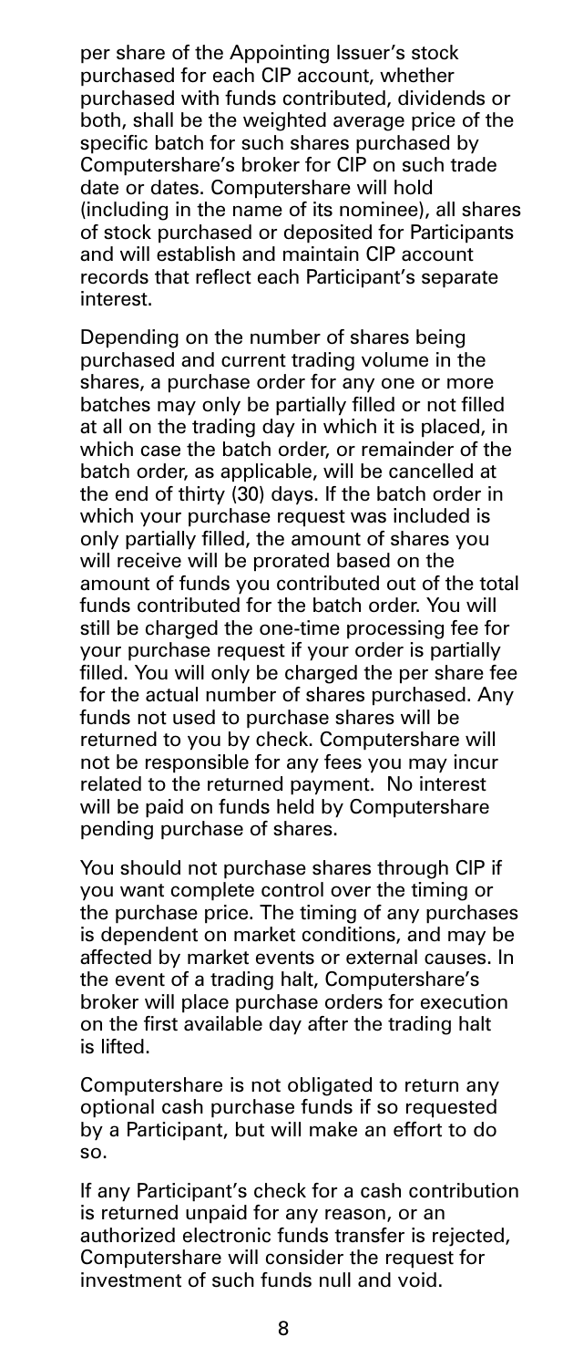per share of the Appointing Issuer's stock purchased for each CIP account, whether purchased with funds contributed, dividends or both, shall be the weighted average price of the specific batch for such shares purchased by Computershare's broker for CIP on such trade date or dates. Computershare will hold (including in the name of its nominee), all shares of stock purchased or deposited for Participants and will establish and maintain CIP account records that reflect each Participant's separate interest.

Depending on the number of shares being purchased and current trading volume in the shares, a purchase order for any one or more batches may only be partially filled or not filled at all on the trading day in which it is placed, in which case the batch order, or remainder of the batch order, as applicable, will be cancelled at the end of thirty (30) days. If the batch order in which your purchase request was included is only partially filled, the amount of shares you will receive will be prorated based on the amount of funds you contributed out of the total funds contributed for the batch order. You will still be charged the one-time processing fee for your purchase request if your order is partially filled. You will only be charged the per share fee for the actual number of shares purchased. Any funds not used to purchase shares will be returned to you by check. Computershare will not be responsible for any fees you may incur related to the returned payment. No interest will be paid on funds held by Computershare pending purchase of shares.

You should not purchase shares through CIP if you want complete control over the timing or the purchase price. The timing of any purchases is dependent on market conditions, and may be affected by market events or external causes. In the event of a trading halt, Computershare's broker will place purchase orders for execution on the first available day after the trading halt is lifted.

Computershare is not obligated to return any optional cash purchase funds if so requested by a Participant, but will make an effort to do so.

If any Participant's check for a cash contribution is returned unpaid for any reason, or an authorized electronic funds transfer is rejected, Computershare will consider the request for investment of such funds null and void.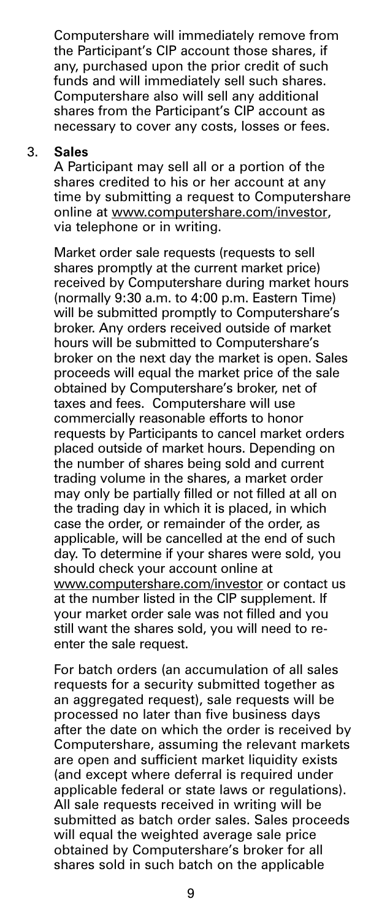Computershare will immediately remove from the Participant's CIP account those shares, if any, purchased upon the prior credit of such funds and will immediately sell such shares. Computershare also will sell any additional shares from the Participant's CIP account as necessary to cover any costs, losses or fees.

3. **Sales**

   A Participant may sell all or a portion of the shares credited to his or her account at any time by submitting a request to Computershare online at www.computershare.com/investor, via telephone or in writing.

   Market order sale requests (requests to sell shares promptly at the current market price) received by Computershare during market hours (normally 9:30 a.m. to 4:00 p.m. Eastern Time) will be submitted promptly to Computershare's broker. Any orders received outside of market hours will be submitted to Computershare's broker on the next day the market is open. Sales proceeds will equal the market price of the sale obtained by Computershare's broker, net of taxes and fees. Computershare will use commercially reasonable efforts to honor requests by Participants to cancel market orders placed outside of market hours. Depending on the number of shares being sold and current trading volume in the shares, a market order may only be partially filled or not filled at all on the trading day in which it is placed, in which case the order, or remainder of the order, as applicable, will be cancelled at the end of such day. To determine if your shares were sold, you should check your account online at www.computershare.com/investor or contact us at the number listed in the CIP supplement. If your market order sale was not filled and you still want the shares sold, you will need to re-enter the sale request.

   For batch orders (an accumulation of all sales requests for a security submitted together as an aggregated request), sale requests will be processed no later than five business days after the date on which the order is received by Computershare, assuming the relevant markets are open and sufficient market liquidity exists (and except where deferral is required under applicable federal or state laws or regulations). All sale requests received in writing will be submitted as batch order sales. Sales proceeds will equal the weighted average sale price obtained by Computershare's broker for all shares sold in such batch on the applicable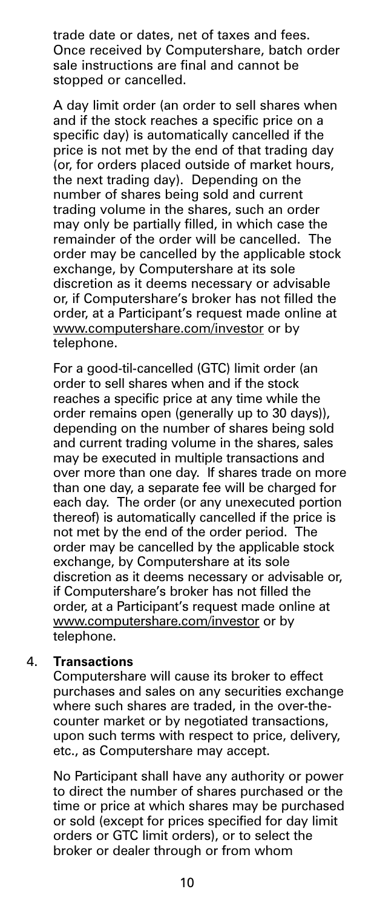trade date or dates, net of taxes and fees. Once received by Computershare, batch order sale instructions are final and cannot be stopped or cancelled.

A day limit order (an order to sell shares when and if the stock reaches a specific price on a specific day) is automatically cancelled if the price is not met by the end of that trading day (or, for orders placed outside of market hours, the next trading day). Depending on the number of shares being sold and current trading volume in the shares, such an order may only be partially filled, in which case the remainder of the order will be cancelled. The order may be cancelled by the applicable stock exchange, by Computershare at its sole discretion as it deems necessary or advisable or, if Computershare's broker has not filled the order, at a Participant's request made online at www.computershare.com/investor or by telephone.

For a good-til-cancelled (GTC) limit order (an order to sell shares when and if the stock reaches a specific price at any time while the order remains open (generally up to 30 days)), depending on the number of shares being sold and current trading volume in the shares, sales may be executed in multiple transactions and over more than one day. If shares trade on more than one day, a separate fee will be charged for each day. The order (or any unexecuted portion thereof) is automatically cancelled if the price is not met by the end of the order period. The order may be cancelled by the applicable stock exchange, by Computershare at its sole discretion as it deems necessary or advisable or, if Computershare's broker has not filled the order, at a Participant's request made online at www.computershare.com/investor or by telephone.

4. **Transactions**

   Computershare will cause its broker to effect purchases and sales on any securities exchange where such shares are traded, in the over-the-counter market or by negotiated transactions, upon such terms with respect to price, delivery, etc., as Computershare may accept.

   No Participant shall have any authority or power to direct the number of shares purchased or the time or price at which shares may be purchased or sold (except for prices specified for day limit orders or GTC limit orders), or to select the broker or dealer through or from whom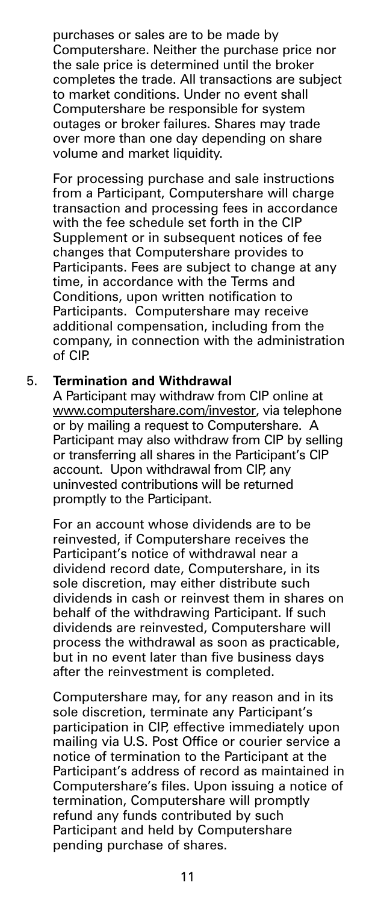purchases or sales are to be made by Computershare. Neither the purchase price nor the sale price is determined until the broker completes the trade. All transactions are subject to market conditions. Under no event shall Computershare be responsible for system outages or broker failures. Shares may trade over more than one day depending on share volume and market liquidity.

For processing purchase and sale instructions from a Participant, Computershare will charge transaction and processing fees in accordance with the fee schedule set forth in the CIP Supplement or in subsequent notices of fee changes that Computershare provides to Participants. Fees are subject to change at any time, in accordance with the Terms and Conditions, upon written notification to Participants. Computershare may receive additional compensation, including from the company, in connection with the administration of CIP.

5. **Termination and Withdrawal**

A Participant may withdraw from CIP online at www.computershare.com/investor, via telephone or by mailing a request to Computershare. A Participant may also withdraw from CIP by selling or transferring all shares in the Participant's CIP account. Upon withdrawal from CIP, any uninvested contributions will be returned promptly to the Participant.

For an account whose dividends are to be reinvested, if Computershare receives the Participant's notice of withdrawal near a dividend record date, Computershare, in its sole discretion, may either distribute such dividends in cash or reinvest them in shares on behalf of the withdrawing Participant. If such dividends are reinvested, Computershare will process the withdrawal as soon as practicable, but in no event later than five business days after the reinvestment is completed.

Computershare may, for any reason and in its sole discretion, terminate any Participant's participation in CIP, effective immediately upon mailing via U.S. Post Office or courier service a notice of termination to the Participant at the Participant's address of record as maintained in Computershare's files. Upon issuing a notice of termination, Computershare will promptly refund any funds contributed by such Participant and held by Computershare pending purchase of shares.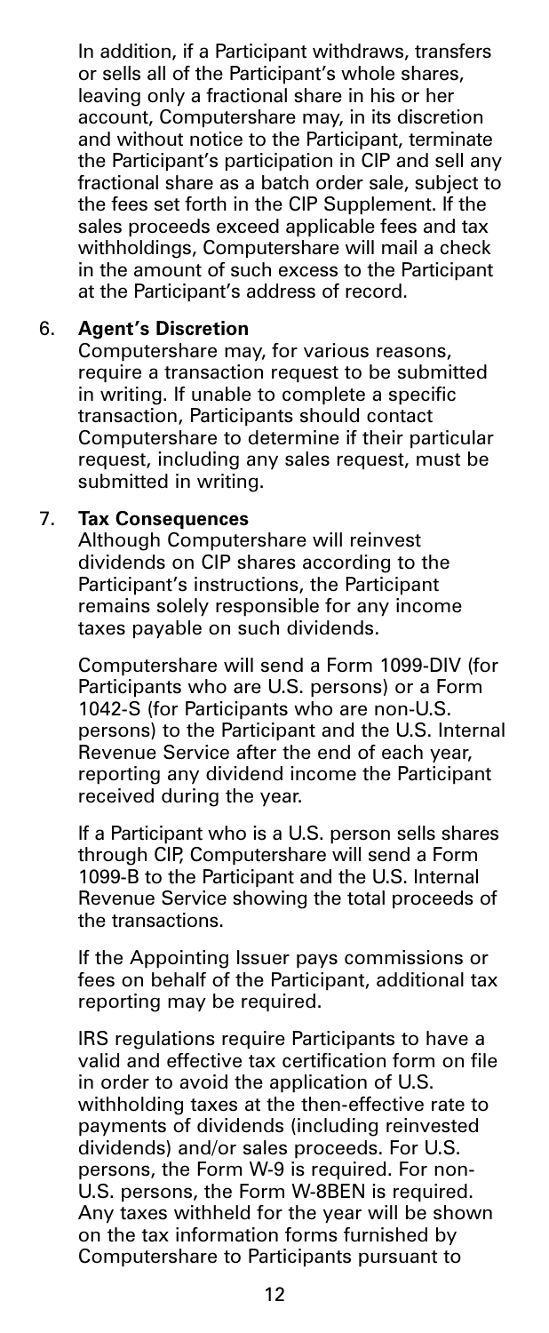In addition, if a Participant withdraws, transfers or sells all of the Participant's whole shares, leaving only a fractional share in his or her account, Computershare may, in its discretion and without notice to the Participant, terminate the Participant's participation in CIP and sell any fractional share as a batch order sale, subject to the fees set forth in the CIP Supplement. If the sales proceeds exceed applicable fees and tax withholdings, Computershare will mail a check in the amount of such excess to the Participant at the Participant's address of record.

6. **Agent's Discretion**

   Computershare may, for various reasons, require a transaction request to be submitted in writing. If unable to complete a specific transaction, Participants should contact Computershare to determine if their particular request, including any sales request, must be submitted in writing.

7. **Tax Consequences**

   Although Computershare will reinvest dividends on CIP shares according to the Participant's instructions, the Participant remains solely responsible for any income taxes payable on such dividends.

   Computershare will send a Form 1099-DIV (for Participants who are U.S. persons) or a Form 1042-S (for Participants who are non-U.S. persons) to the Participant and the U.S. Internal Revenue Service after the end of each year, reporting any dividend income the Participant received during the year.

   If a Participant who is a U.S. person sells shares through CIP, Computershare will send a Form 1099-B to the Participant and the U.S. Internal Revenue Service showing the total proceeds of the transactions.

   If the Appointing Issuer pays commissions or fees on behalf of the Participant, additional tax reporting may be required.

   IRS regulations require Participants to have a valid and effective tax certification form on file in order to avoid the application of U.S. withholding taxes at the then-effective rate to payments of dividends (including reinvested dividends) and/or sales proceeds. For U.S. persons, the Form W-9 is required. For non-U.S. persons, the Form W-8BEN is required. Any taxes withheld for the year will be shown on the tax information forms furnished by Computershare to Participants pursuant to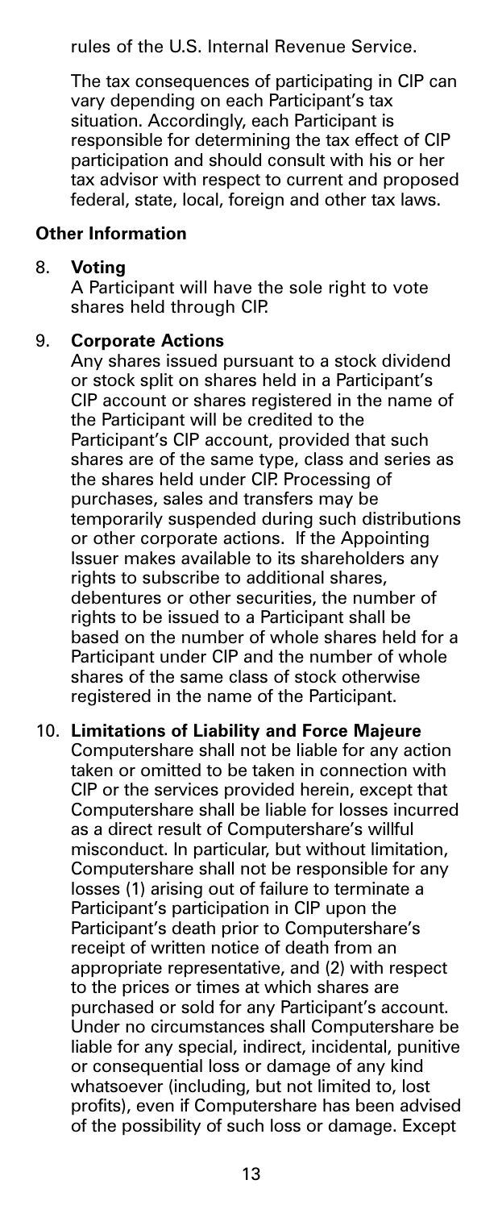rules of the U.S. Internal Revenue Service.

The tax consequences of participating in CIP can vary depending on each Participant's tax situation. Accordingly, each Participant is responsible for determining the tax effect of CIP participation and should consult with his or her tax advisor with respect to current and proposed federal, state, local, foreign and other tax laws.

**Other Information**

8. **Voting**
   A Participant will have the sole right to vote shares held through CIP.

9. **Corporate Actions**
   Any shares issued pursuant to a stock dividend or stock split on shares held in a Participant's CIP account or shares registered in the name of the Participant will be credited to the Participant's CIP account, provided that such shares are of the same type, class and series as the shares held under CIP. Processing of purchases, sales and transfers may be temporarily suspended during such distributions or other corporate actions. If the Appointing Issuer makes available to its shareholders any rights to subscribe to additional shares, debentures or other securities, the number of rights to be issued to a Participant shall be based on the number of whole shares held for a Participant under CIP and the number of whole shares of the same class of stock otherwise registered in the name of the Participant.

10. **Limitations of Liability and Force Majeure**
    Computershare shall not be liable for any action taken or omitted to be taken in connection with CIP or the services provided herein, except that Computershare shall be liable for losses incurred as a direct result of Computershare's willful misconduct. In particular, but without limitation, Computershare shall not be responsible for any losses (1) arising out of failure to terminate a Participant's participation in CIP upon the Participant's death prior to Computershare's receipt of written notice of death from an appropriate representative, and (2) with respect to the prices or times at which shares are purchased or sold for any Participant's account. Under no circumstances shall Computershare be liable for any special, indirect, incidental, punitive or consequential loss or damage of any kind whatsoever (including, but not limited to, lost profits), even if Computershare has been advised of the possibility of such loss or damage. Except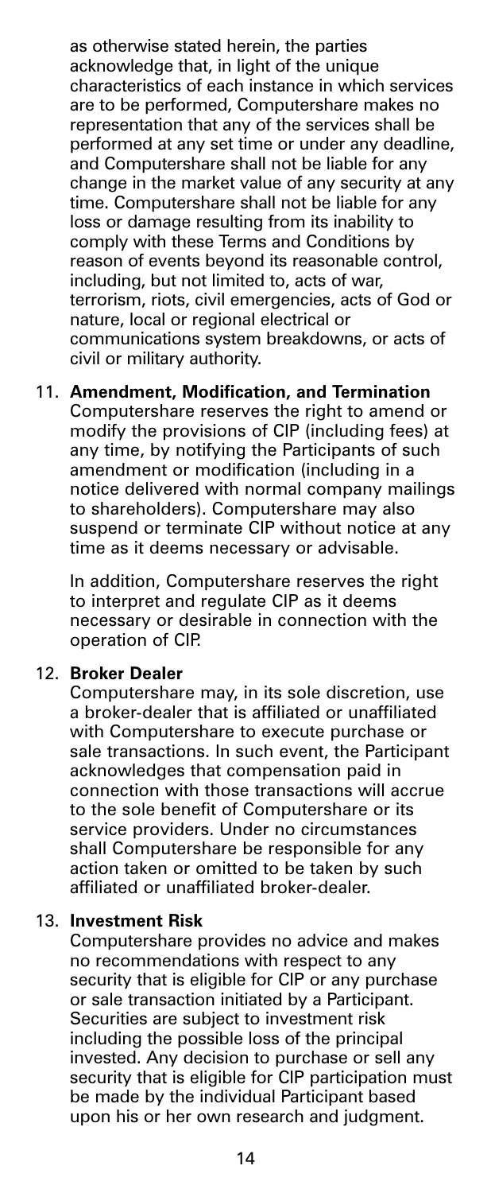as otherwise stated herein, the parties acknowledge that, in light of the unique characteristics of each instance in which services are to be performed, Computershare makes no representation that any of the services shall be performed at any set time or under any deadline, and Computershare shall not be liable for any change in the market value of any security at any time. Computershare shall not be liable for any loss or damage resulting from its inability to comply with these Terms and Conditions by reason of events beyond its reasonable control, including, but not limited to, acts of war, terrorism, riots, civil emergencies, acts of God or nature, local or regional electrical or communications system breakdowns, or acts of civil or military authority.

11. **Amendment, Modification, and Termination**
   Computershare reserves the right to amend or modify the provisions of CIP (including fees) at any time, by notifying the Participants of such amendment or modification (including in a notice delivered with normal company mailings to shareholders). Computershare may also suspend or terminate CIP without notice at any time as it deems necessary or advisable.

   In addition, Computershare reserves the right to interpret and regulate CIP as it deems necessary or desirable in connection with the operation of CIP.

12. **Broker Dealer**
   Computershare may, in its sole discretion, use a broker-dealer that is affiliated or unaffiliated with Computershare to execute purchase or sale transactions. In such event, the Participant acknowledges that compensation paid in connection with those transactions will accrue to the sole benefit of Computershare or its service providers. Under no circumstances shall Computershare be responsible for any action taken or omitted to be taken by such affiliated or unaffiliated broker-dealer.

13. **Investment Risk**
   Computershare provides no advice and makes no recommendations with respect to any security that is eligible for CIP or any purchase or sale transaction initiated by a Participant. Securities are subject to investment risk including the possible loss of the principal invested. Any decision to purchase or sell any security that is eligible for CIP participation must be made by the individual Participant based upon his or her own research and judgment.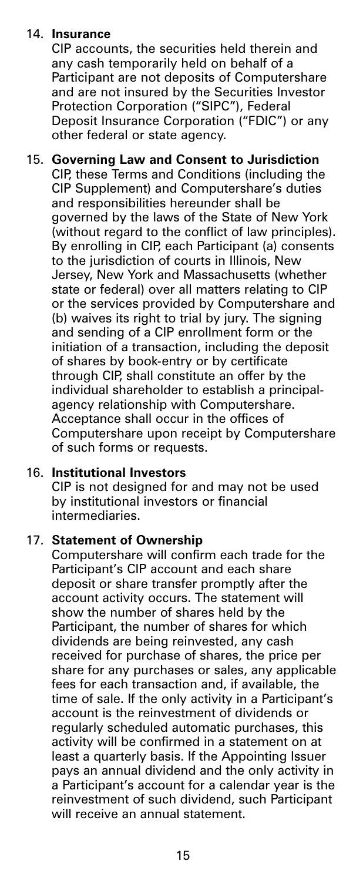14. **Insurance**

    CIP accounts, the securities held therein and any cash temporarily held on behalf of a Participant are not deposits of Computershare and are not insured by the Securities Investor Protection Corporation ("SIPC"), Federal Deposit Insurance Corporation ("FDIC") or any other federal or state agency.

15. **Governing Law and Consent to Jurisdiction**

    CIP, these Terms and Conditions (including the CIP Supplement) and Computershare's duties and responsibilities hereunder shall be governed by the laws of the State of New York (without regard to the conflict of law principles). By enrolling in CIP, each Participant (a) consents to the jurisdiction of courts in Illinois, New Jersey, New York and Massachusetts (whether state or federal) over all matters relating to CIP or the services provided by Computershare and (b) waives its right to trial by jury. The signing and sending of a CIP enrollment form or the initiation of a transaction, including the deposit of shares by book-entry or by certificate through CIP, shall constitute an offer by the individual shareholder to establish a principal-agency relationship with Computershare. Acceptance shall occur in the offices of Computershare upon receipt by Computershare of such forms or requests.

16. **Institutional Investors**

    CIP is not designed for and may not be used by institutional investors or financial intermediaries.

17. **Statement of Ownership**

    Computershare will confirm each trade for the Participant's CIP account and each share deposit or share transfer promptly after the account activity occurs. The statement will show the number of shares held by the Participant, the number of shares for which dividends are being reinvested, any cash received for purchase of shares, the price per share for any purchases or sales, any applicable fees for each transaction and, if available, the time of sale. If the only activity in a Participant's account is the reinvestment of dividends or regularly scheduled automatic purchases, this activity will be confirmed in a statement on at least a quarterly basis. If the Appointing Issuer pays an annual dividend and the only activity in a Participant's account for a calendar year is the reinvestment of such dividend, such Participant will receive an annual statement.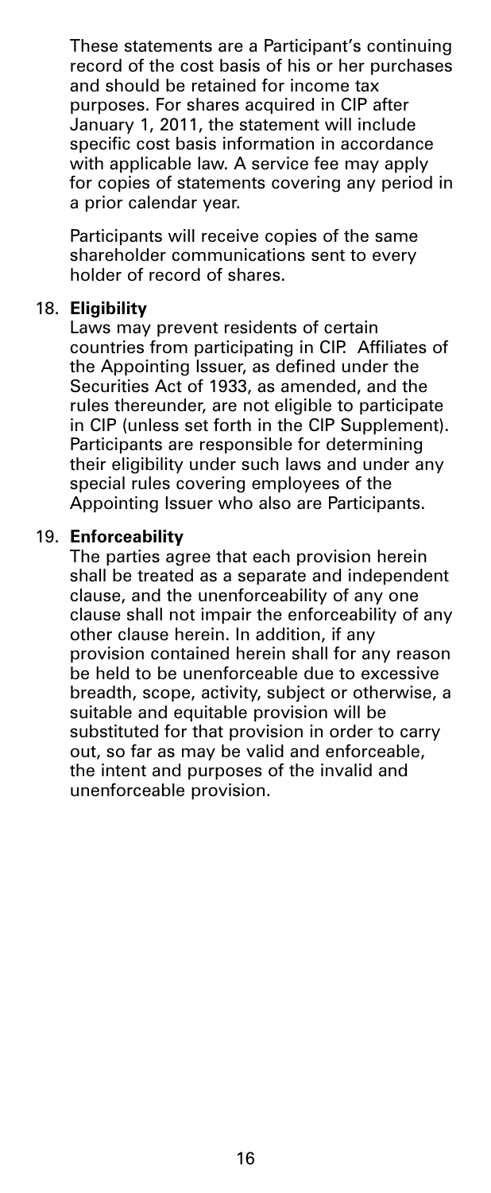These statements are a Participant's continuing record of the cost basis of his or her purchases and should be retained for income tax purposes. For shares acquired in CIP after January 1, 2011, the statement will include specific cost basis information in accordance with applicable law. A service fee may apply for copies of statements covering any period in a prior calendar year.

Participants will receive copies of the same shareholder communications sent to every holder of record of shares.

18. **Eligibility**
    Laws may prevent residents of certain countries from participating in CIP. Affiliates of the Appointing Issuer, as defined under the Securities Act of 1933, as amended, and the rules thereunder, are not eligible to participate in CIP (unless set forth in the CIP Supplement). Participants are responsible for determining their eligibility under such laws and under any special rules covering employees of the Appointing Issuer who also are Participants.

19. **Enforceability**
    The parties agree that each provision herein shall be treated as a separate and independent clause, and the unenforceability of any one clause shall not impair the enforceability of any other clause herein. In addition, if any provision contained herein shall for any reason be held to be unenforceable due to excessive breadth, scope, activity, subject or otherwise, a suitable and equitable provision will be substituted for that provision in order to carry out, so far as may be valid and enforceable, the intent and purposes of the invalid and unenforceable provision.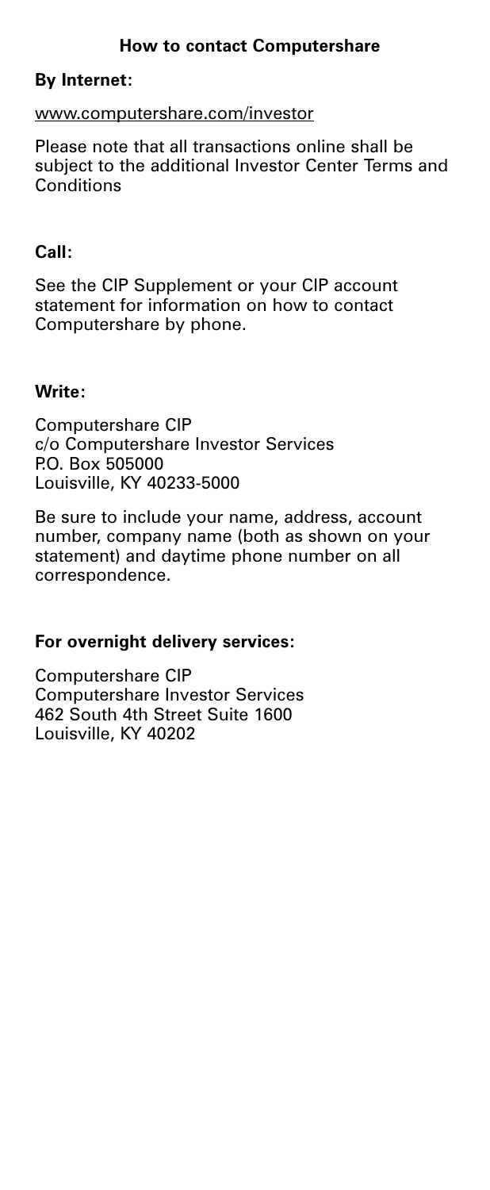## How to contact Computershare

**By Internet:**

www.computershare.com/investor

Please note that all transactions online shall be subject to the additional Investor Center Terms and Conditions

**Call:**

See the CIP Supplement or your CIP account statement for information on how to contact Computershare by phone.

**Write:**

Computershare CIP
c/o Computershare Investor Services
P.O. Box 505000
Louisville, KY 40233-5000

Be sure to include your name, address, account number, company name (both as shown on your statement) and daytime phone number on all correspondence.

**For overnight delivery services:**

Computershare CIP
Computershare Investor Services
462 South 4th Street Suite 1600
Louisville, KY 40202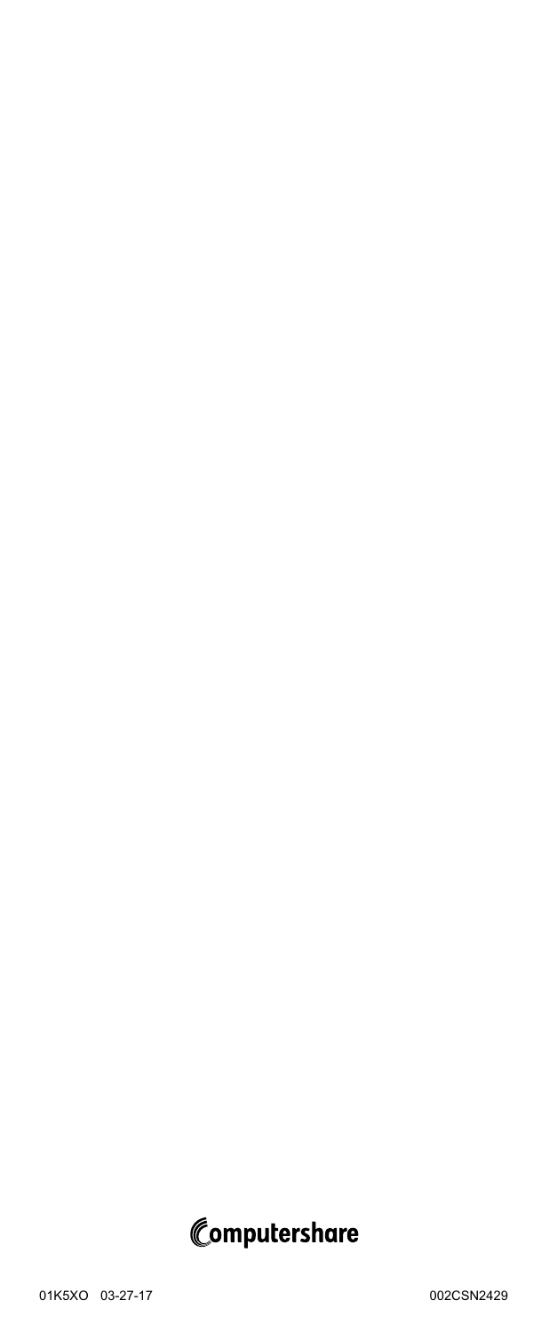Computershare

01K5XO 03-27-17 002CSN2429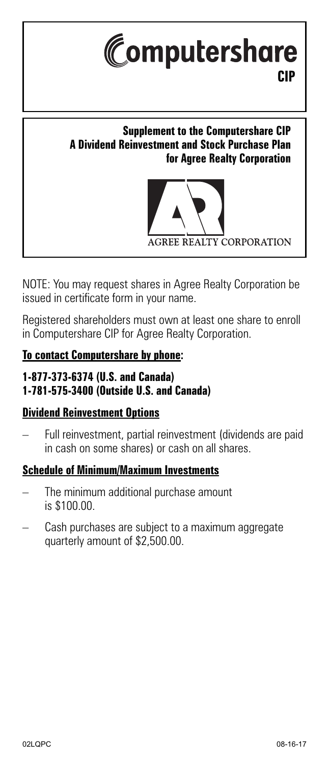# Computershare

**CIP**

## Supplement to the Computershare CIP
## A Dividend Reinvestment and Stock Purchase Plan
## for Agree Realty Corporation

AGREE REALTY CORPORATION

NOTE: You may request shares in Agree Realty Corporation be issued in certificate form in your name.

Registered shareholders must own at least one share to enroll in Computershare CIP for Agree Realty Corporation.

**To contact Computershare by phone:**

**1-877-373-6374 (U.S. and Canada)**
**1-781-575-3400 (Outside U.S. and Canada)**

**Dividend Reinvestment Options**

- Full reinvestment, partial reinvestment (dividends are paid in cash on some shares) or cash on all shares.

**Schedule of Minimum/Maximum Investments**

- The minimum additional purchase amount is $100.00.
- Cash purchases are subject to a maximum aggregate quarterly amount of $2,500.00.

02LQPC 08-16-17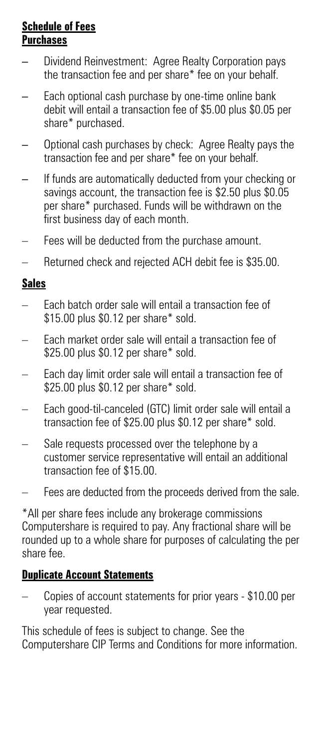## Schedule of Fees

### Purchases

- Dividend Reinvestment: Agree Realty Corporation pays the transaction fee and per share* fee on your behalf.
- Each optional cash purchase by one-time online bank debit will entail a transaction fee of $5.00 plus $0.05 per share* purchased.
- Optional cash purchases by check: Agree Realty pays the transaction fee and per share* fee on your behalf.
- If funds are automatically deducted from your checking or savings account, the transaction fee is $2.50 plus $0.05 per share* purchased. Funds will be withdrawn on the first business day of each month.
- Fees will be deducted from the purchase amount.
- Returned check and rejected ACH debit fee is $35.00.

### Sales

- Each batch order sale will entail a transaction fee of $15.00 plus $0.12 per share* sold.
- Each market order sale will entail a transaction fee of $25.00 plus $0.12 per share* sold.
- Each day limit order sale will entail a transaction fee of $25.00 plus $0.12 per share* sold.
- Each good-til-canceled (GTC) limit order sale will entail a transaction fee of $25.00 plus $0.12 per share* sold.
- Sale requests processed over the telephone by a customer service representative will entail an additional transaction fee of $15.00.
- Fees are deducted from the proceeds derived from the sale.

*All per share fees include any brokerage commissions Computershare is required to pay. Any fractional share will be rounded up to a whole share for purposes of calculating the per share fee.

### Duplicate Account Statements

- Copies of account statements for prior years - $10.00 per year requested.

This schedule of fees is subject to change. See the Computershare CIP Terms and Conditions for more information.